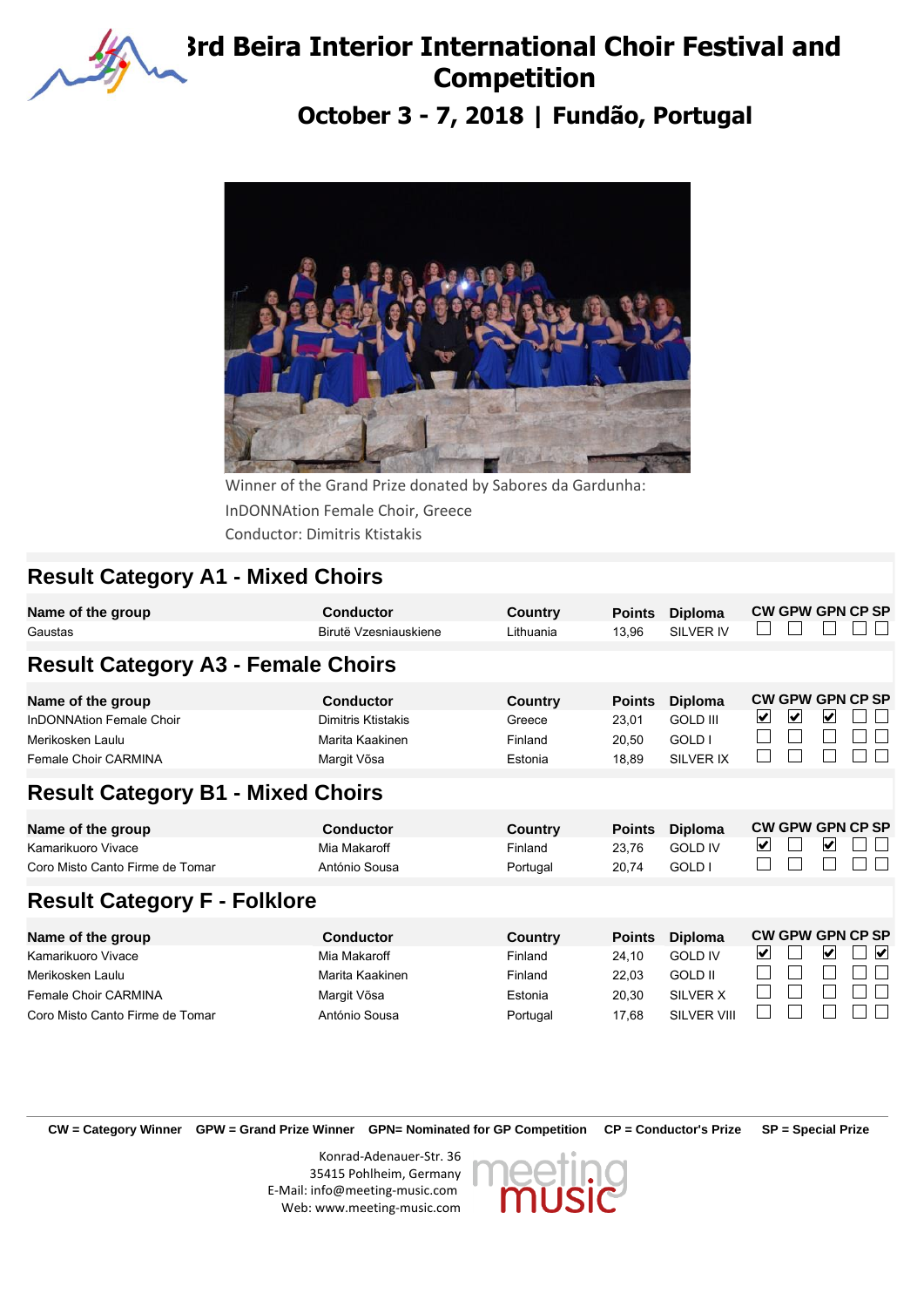# 3rd Beira Interior International Choir Festival and Competition

## October 3 - 7, 2018 | Fundão, Portugal

Winner of the Grand Prize donated by Sabores da Gardunha:
InDONNAtion Female Choir, Greece
Conductor: Dimitris Ktistakis

## Result Category A1 - Mixed Choirs

| Name of the group | Conductor | Country | Points | Diploma | CW | GPW | GPN | CP | SP |
|---|---|---|---|---|---|---|---|---|---|
| Gaustas | Birutė Vzesniauskiene | Lithuania | 13,96 | SILVER IV | ☐ | ☐ | ☐ | ☐ | ☐ |

## Result Category A3 - Female Choirs

| Name of the group | Conductor | Country | Points | Diploma | CW | GPW | GPN | CP | SP |
|---|---|---|---|---|---|---|---|---|---|
| InDONNAtion Female Choir | Dimitris Ktistakis | Greece | 23,01 | GOLD III | ☑ | ☑ | ☑ | ☐ | ☐ |
| Merikosken Laulu | Marita Kaakinen | Finland | 20,50 | GOLD I | ☐ | ☐ | ☐ | ☐ | ☐ |
| Female Choir CARMINA | Margit Võsa | Estonia | 18,89 | SILVER IX | ☐ | ☐ | ☐ | ☐ | ☐ |

## Result Category B1 - Mixed Choirs

| Name of the group | Conductor | Country | Points | Diploma | CW | GPW | GPN | CP | SP |
|---|---|---|---|---|---|---|---|---|---|
| Kamarikuoro Vivace | Mia Makaroff | Finland | 23,76 | GOLD IV | ☑ | ☐ | ☑ | ☐ | ☐ |
| Coro Misto Canto Firme de Tomar | António Sousa | Portugal | 20,74 | GOLD I | ☐ | ☐ | ☐ | ☐ | ☐ |

## Result Category F - Folklore

| Name of the group | Conductor | Country | Points | Diploma | CW | GPW | GPN | CP | SP |
|---|---|---|---|---|---|---|---|---|---|
| Kamarikuoro Vivace | Mia Makaroff | Finland | 24,10 | GOLD IV | ☑ | ☐ | ☑ | ☐ | ☑ |
| Merikosken Laulu | Marita Kaakinen | Finland | 22,03 | GOLD II | ☐ | ☐ | ☐ | ☐ | ☐ |
| Female Choir CARMINA | Margit Võsa | Estonia | 20,30 | SILVER X | ☐ | ☐ | ☐ | ☐ | ☐ |
| Coro Misto Canto Firme de Tomar | António Sousa | Portugal | 17,68 | SILVER VIII | ☐ | ☐ | ☐ | ☐ | ☐ |

**CW = Category Winner** **GPW = Grand Prize Winner** **GPN= Nominated for GP Competition** **CP = Conductor's Prize** **SP = Special Prize**

Konrad-Adenauer-Str. 36
35415 Pohlheim, Germany
E-Mail: info@meeting-music.com
Web: www.meeting-music.com

meeting music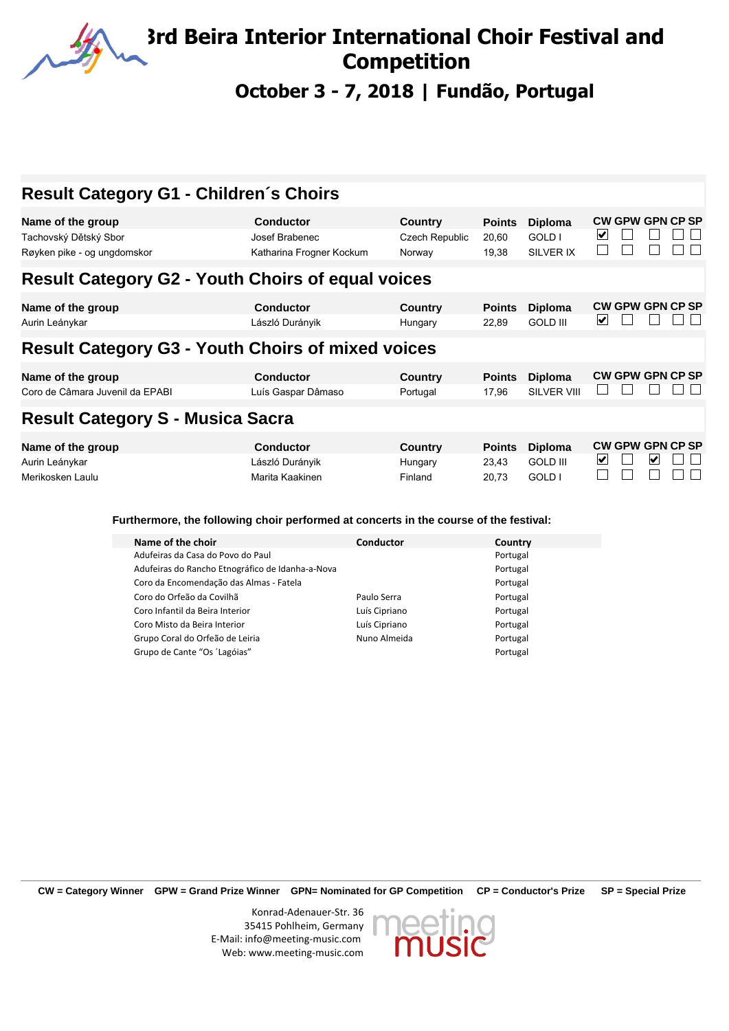# 3rd Beira Interior International Choir Festival and Competition

## October 3 - 7, 2018 | Fundão, Portugal

## Result Category G1 - Children´s Choirs

| Name of the group | Conductor | Country | Points | Diploma | CW | GPW | GPN | CP | SP |
|---|---|---|---|---|---|---|---|---|---|
| Tachovský Dětský Sbor | Josef Brabenec | Czech Republic | 20,60 | GOLD I | ☑ | ☐ | ☐ | ☐ | ☐ |
| Røyken pike - og ungdomskor | Katharina Frogner Kockum | Norway | 19,38 | SILVER IX | ☐ | ☐ | ☐ | ☐ | ☐ |

## Result Category G2 - Youth Choirs of equal voices

| Name of the group | Conductor | Country | Points | Diploma | CW | GPW | GPN | CP | SP |
|---|---|---|---|---|---|---|---|---|---|
| Aurin Leánykar | László Durányik | Hungary | 22,89 | GOLD III | ☑ | ☐ | ☐ | ☐ | ☐ |

## Result Category G3 - Youth Choirs of mixed voices

| Name of the group | Conductor | Country | Points | Diploma | CW | GPW | GPN | CP | SP |
|---|---|---|---|---|---|---|---|---|---|
| Coro de Câmara Juvenil da EPABI | Luís Gaspar Dâmaso | Portugal | 17,96 | SILVER VIII | ☐ | ☐ | ☐ | ☐ | ☐ |

## Result Category S - Musica Sacra

| Name of the group | Conductor | Country | Points | Diploma | CW | GPW | GPN | CP | SP |
|---|---|---|---|---|---|---|---|---|---|
| Aurin Leánykar | László Durányik | Hungary | 23,43 | GOLD III | ☑ | ☐ | ☑ | ☐ | ☐ |
| Merikosken Laulu | Marita Kaakinen | Finland | 20,73 | GOLD I | ☐ | ☐ | ☐ | ☐ | ☐ |

**Furthermore, the following choir performed at concerts in the course of the festival:**

| Name of the choir | Conductor | Country |
|---|---|---|
| Adufeiras da Casa do Povo do Paul | | Portugal |
| Adufeiras do Rancho Etnográfico de Idanha-a-Nova | | Portugal |
| Coro da Encomendação das Almas - Fatela | | Portugal |
| Coro do Orfeão da Covilhã | Paulo Serra | Portugal |
| Coro Infantil da Beira Interior | Luís Cipriano | Portugal |
| Coro Misto da Beira Interior | Luís Cipriano | Portugal |
| Grupo Coral do Orfeão de Leiria | Nuno Almeida | Portugal |
| Grupo de Cante "Os ´Lagóias" | | Portugal |

**CW = Category Winner GPW = Grand Prize Winner GPN= Nominated for GP Competition CP = Conductor's Prize SP = Special Prize**

Konrad-Adenauer-Str. 36
35415 Pohlheim, Germany
E-Mail: info@meeting-music.com
Web: www.meeting-music.com

meeting music